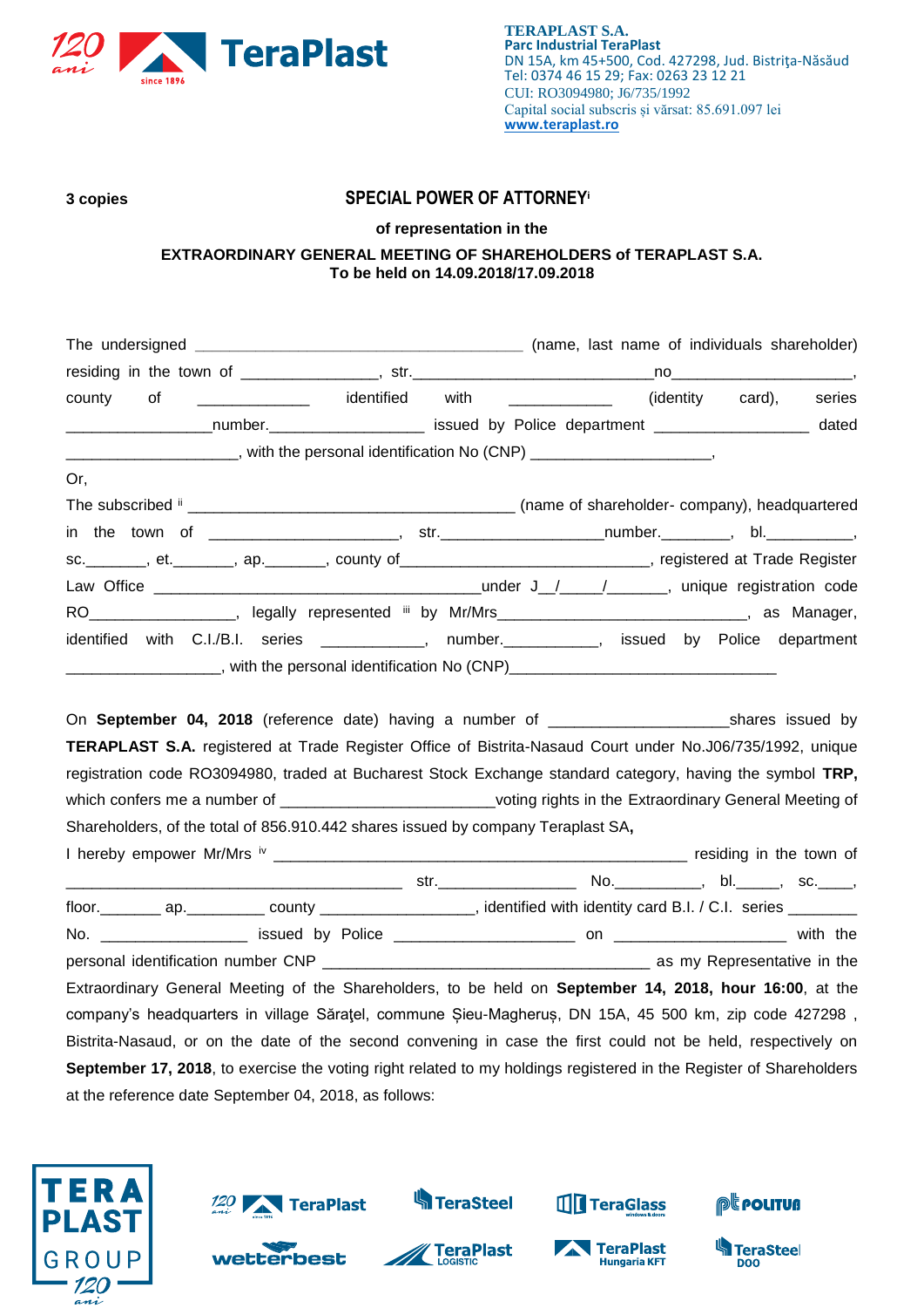TERAPLAST S.A.
Parc Industrial TeraPlast
DN 15A, km 45+500, Cod. 427298, Jud. Bistriţa-Năsăud
Tel: 0374 46 15 29; Fax: 0263 23 12 21
CUI: RO3094980; J6/735/1992
Capital social subscris și vărsat: 85.691.097 lei
www.teraplast.ro

**3 copies**

# SPECIAL POWER OF ATTORNEY[i]

**of representation in the**

**EXTRAORDINARY GENERAL MEETING OF SHAREHOLDERS of TERAPLAST S.A.**
**To be held on 14.09.2018/17.09.2018**

The undersigned ______________________________________ (name, last name of individuals shareholder) residing in the town of _______________, str.___________________________no____________________, county of _____________ identified with ____________ (identity card), series ________________number.________________ issued by Police department _________________ dated ___________________, with the personal identification No (CNP) ____________________,

Or,

The subscribed [ii] ______________________________________ (name of shareholder- company), headquartered in the town of _____________________, str.__________________number.________, bl.__________, sc._______, et._______, ap._______, county of___________________________, registered at Trade Register Law Office ______________________________________under J__/____/______, unique registration code RO________________, legally represented [iii] by Mr/Mrs_____________________________, as Manager, identified with C.I./B.I. series ___________, number.__________, issued by Police department _________________, with the personal identification No (CNP)______________________________

On **September 04, 2018** (reference date) having a number of ____________________shares issued by **TERAPLAST S.A.** registered at Trade Register Office of Bistrita-Nasaud Court under No.J06/735/1992, unique registration code RO3094980, traded at Bucharest Stock Exchange standard category, having the symbol **TRP,** which confers me a number of ________________________voting rights in the Extraordinary General Meeting of Shareholders, of the total of 856.910.442 shares issued by company Teraplast SA**,**

I hereby empower Mr/Mrs [iv] _______________________________________________ residing in the town of ______________________________________ str._______________ No._________, bl._____, sc.____, floor._______ ap._________ county _________________, identified with identity card B.I. / C.I. series ________ No. ________________ issued by Police ____________________ on ____________________ with the personal identification number CNP ____________________________________ as my Representative in the Extraordinary General Meeting of the Shareholders, to be held on **September 14, 2018, hour 16:00**, at the company's headquarters in village Săraţel, commune Șieu-Magheruș, DN 15A, 45 500 km, zip code 427298 , Bistrita-Nasaud, or on the date of the second convening in case the first could not be held, respectively on **September 17, 2018**, to exercise the voting right related to my holdings registered in the Register of Shareholders at the reference date September 04, 2018, as follows: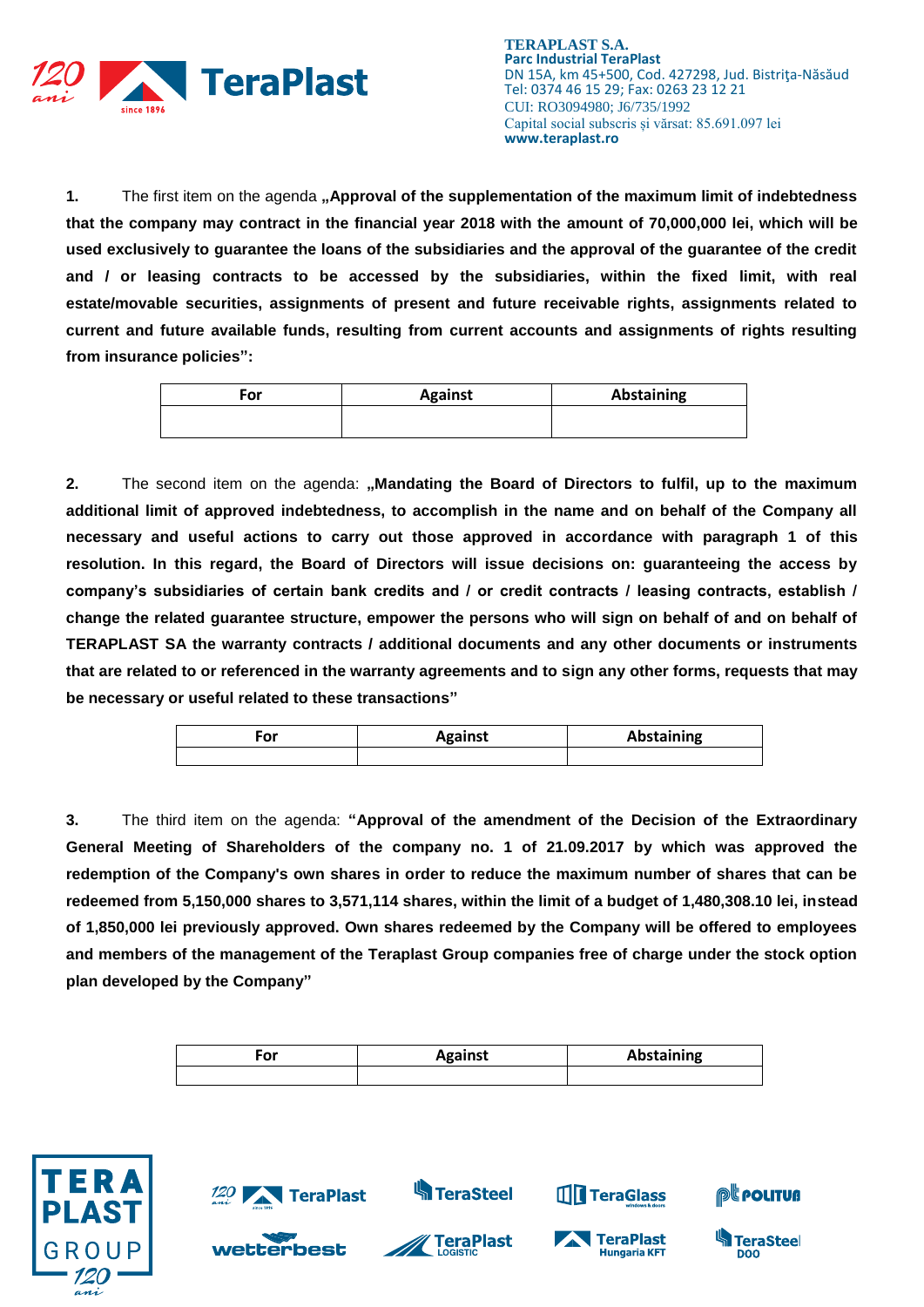**1.** The first item on the agenda **„Approval of the supplementation of the maximum limit of indebtedness that the company may contract in the financial year 2018 with the amount of 70,000,000 lei, which will be used exclusively to guarantee the loans of the subsidiaries and the approval of the guarantee of the credit and / or leasing contracts to be accessed by the subsidiaries, within the fixed limit, with real estate/movable securities, assignments of present and future receivable rights, assignments related to current and future available funds, resulting from current accounts and assignments of rights resulting from insurance policies":**

| For | Against | Abstaining |
|---|---|---|
| | | |

**2.** The second item on the agenda: **„Mandating the Board of Directors to fulfil, up to the maximum additional limit of approved indebtedness, to accomplish in the name and on behalf of the Company all necessary and useful actions to carry out those approved in accordance with paragraph 1 of this resolution. In this regard, the Board of Directors will issue decisions on: guaranteeing the access by company's subsidiaries of certain bank credits and / or credit contracts / leasing contracts, establish / change the related guarantee structure, empower the persons who will sign on behalf of and on behalf of TERAPLAST SA the warranty contracts / additional documents and any other documents or instruments that are related to or referenced in the warranty agreements and to sign any other forms, requests that may be necessary or useful related to these transactions"**

| For | Against | Abstaining |
|---|---|---|
| | | |

**3.** The third item on the agenda: **"Approval of the amendment of the Decision of the Extraordinary General Meeting of Shareholders of the company no. 1 of 21.09.2017 by which was approved the redemption of the Company's own shares in order to reduce the maximum number of shares that can be redeemed from 5,150,000 shares to 3,571,114 shares, within the limit of a budget of 1,480,308.10 lei, instead of 1,850,000 lei previously approved. Own shares redeemed by the Company will be offered to employees and members of the management of the Teraplast Group companies free of charge under the stock option plan developed by the Company"**

| For | Against | Abstaining |
|---|---|---|
| | | |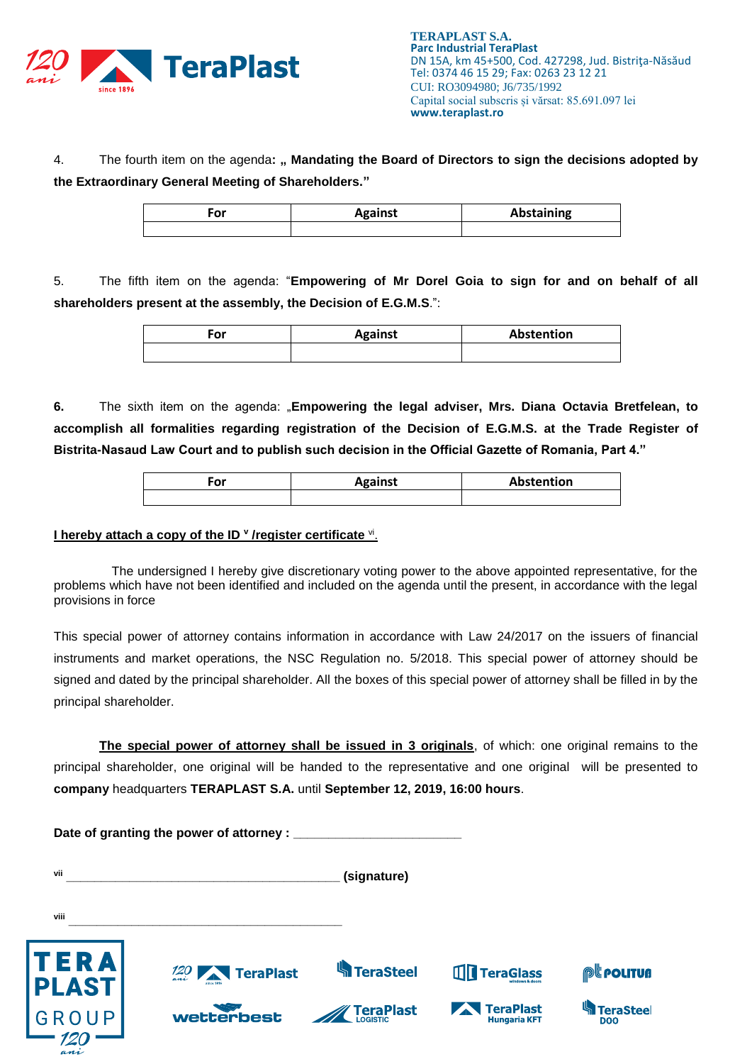4. The fourth item on the agenda**: „ Mandating the Board of Directors to sign the decisions adopted by the Extraordinary General Meeting of Shareholders."**

| For | Against | Abstaining |
|---|---|---|
| | | |

5. The fifth item on the agenda: "**Empowering of Mr Dorel Goia to sign for and on behalf of all shareholders present at the assembly, the Decision of E.G.M.S**.":

| For | Against | Abstention |
|---|---|---|
| | | |

**6.** The sixth item on the agenda: „**Empowering the legal adviser, Mrs. Diana Octavia Bretfelean, to accomplish all formalities regarding registration of the Decision of E.G.M.S. at the Trade Register of Bistrita-Nasaud Law Court and to publish such decision in the Official Gazette of Romania, Part 4."**

| For | Against | Abstention |
|---|---|---|
| | | |

**I hereby attach a copy of the ID [v] /register certificate [vi].**

The undersigned I hereby give discretionary voting power to the above appointed representative, for the problems which have not been identified and included on the agenda until the present, in accordance with the legal provisions in force

This special power of attorney contains information in accordance with Law 24/2017 on the issuers of financial instruments and market operations, the NSC Regulation no. 5/2018. This special power of attorney should be signed and dated by the principal shareholder. All the boxes of this special power of attorney shall be filled in by the principal shareholder.

**The special power of attorney shall be issued in 3 originals**, of which: one original remains to the principal shareholder, one original will be handed to the representative and one original will be presented to **company** headquarters **TERAPLAST S.A.** until **September 12, 2019, 16:00 hours**.

**Date of granting the power of attorney : ________________________**

[vii] ________________________________________ **(signature)**

[viii] ________________________________________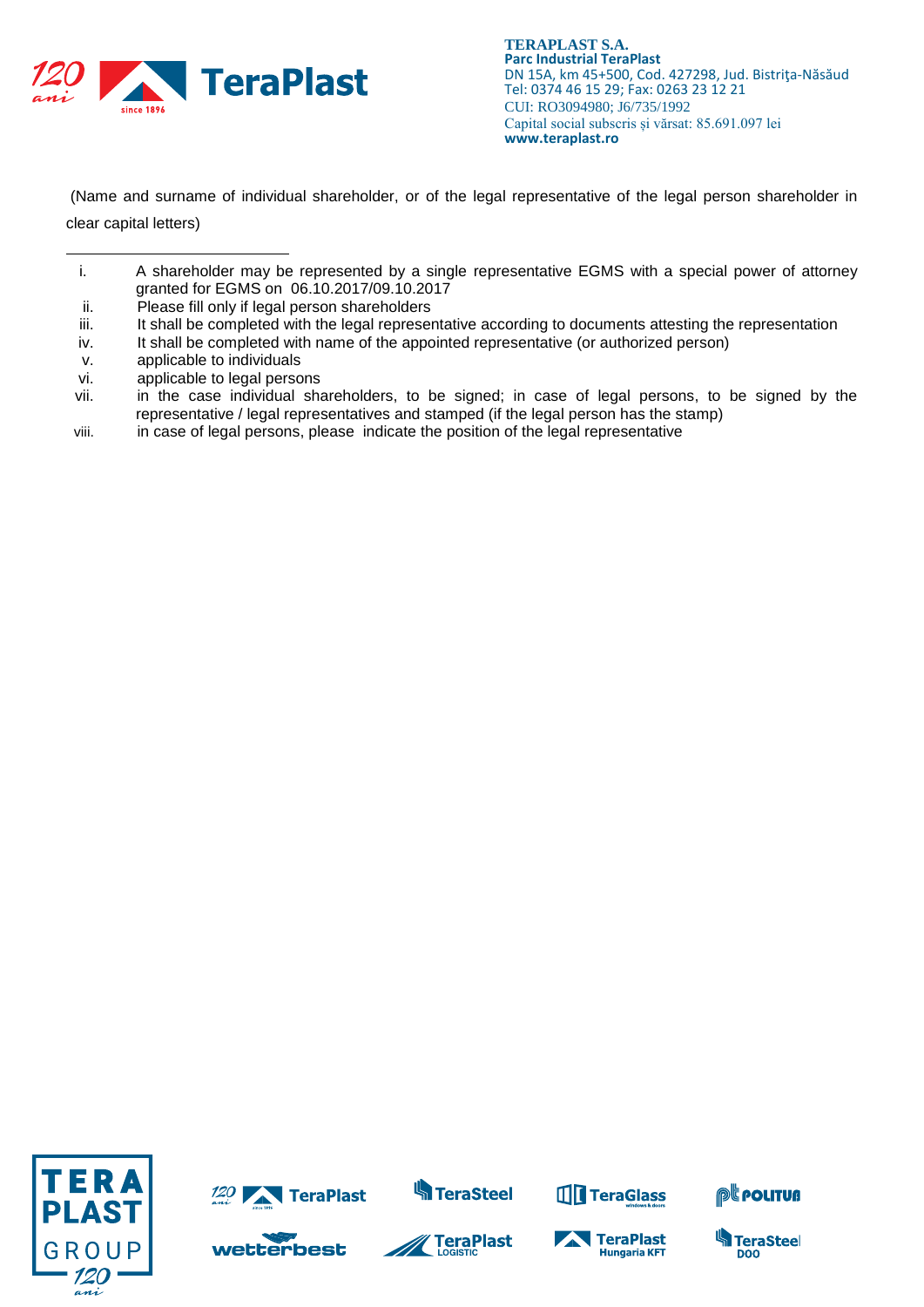(Name and surname of individual shareholder, or of the legal representative of the legal person shareholder in clear capital letters)

---

i. A shareholder may be represented by a single representative EGMS with a special power of attorney granted for EGMS on 06.10.2017/09.10.2017

ii. Please fill only if legal person shareholders

iii. It shall be completed with the legal representative according to documents attesting the representation

iv. It shall be completed with name of the appointed representative (or authorized person)

v. applicable to individuals

vi. applicable to legal persons

vii. in the case individual shareholders, to be signed; in case of legal persons, to be signed by the representative / legal representatives and stamped (if the legal person has the stamp)

viii. in case of legal persons, please indicate the position of the legal representative